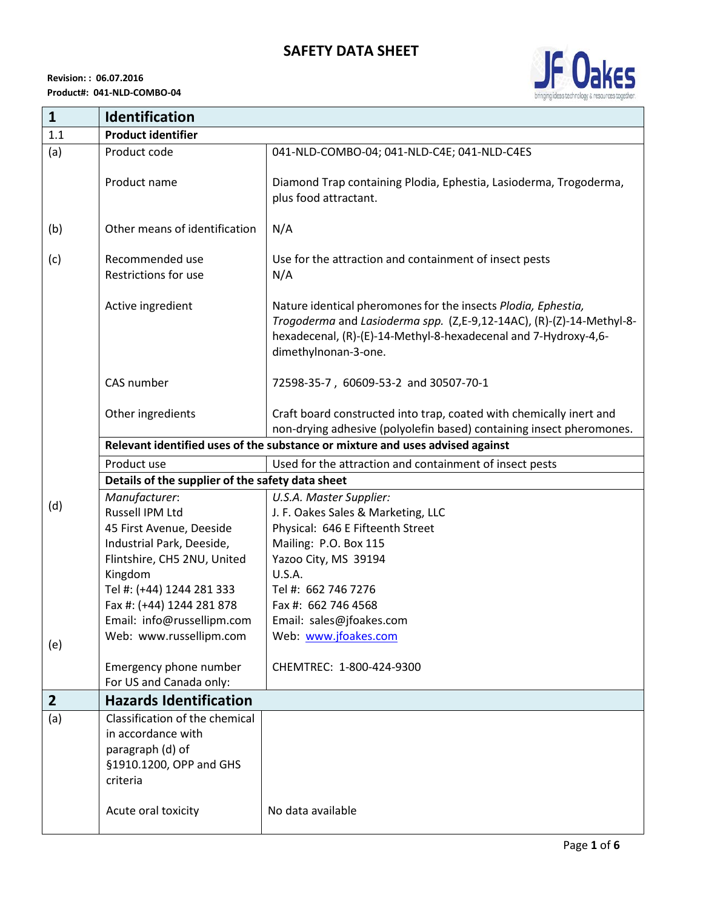# SAFETY DATA SHEET

**Revision: : 06.07.2016**
**Product#: 041-NLD-COMBO-04**

| 1 | **Identification** | |
|---|---|---|
| 1.1 | **Product identifier** | |
| (a) | Product code | 041-NLD-COMBO-04; 041-NLD-C4E; 041-NLD-C4ES |
| | Product name | Diamond Trap containing Plodia, Ephestia, Lasioderma, Trogoderma, plus food attractant. |
| (b) | Other means of identification | N/A |
| (c) | Recommended use<br>Restrictions for use | Use for the attraction and containment of insect pests<br>N/A |
| | Active ingredient | Nature identical pheromones for the insects *Plodia, Ephestia, Trogoderma* and *Lasioderma spp.* (Z,E-9,12-14AC), (R)-(Z)-14-Methyl-8-hexadecenal, (R)-(E)-14-Methyl-8-hexadecenal and 7-Hydroxy-4,6-dimethylnonan-3-one. |
| | CAS number | 72598-35-7 , 60609-53-2 and 30507-70-1 |
| | Other ingredients | Craft board constructed into trap, coated with chemically inert and non-drying adhesive (polyolefin based) containing insect pheromones. |
| | **Relevant identified uses of the substance or mixture and uses advised against** | |
| | Product use | Used for the attraction and containment of insect pests |
| | **Details of the supplier of the safety data sheet** | |
| (d) | *Manufacturer*:<br>Russell IPM Ltd<br>45 First Avenue, Deeside Industrial Park, Deeside, Flintshire, CH5 2NU, United Kingdom<br>Tel #: (+44) 1244 281 333<br>Fax #: (+44) 1244 281 878<br>Email: info@russellipm.com<br>Web: www.russellipm.com | *U.S.A. Master Supplier:*<br>J. F. Oakes Sales & Marketing, LLC<br>Physical: 646 E Fifteenth Street<br>Mailing: P.O. Box 115<br>Yazoo City, MS 39194<br>U.S.A.<br>Tel #: 662 746 7276<br>Fax #: 662 746 4568<br>Email: sales@jfoakes.com<br>Web: www.jfoakes.com |
| (e) | Emergency phone number<br>For US and Canada only: | CHEMTREC: 1-800-424-9300 |
| **2** | **Hazards Identification** | |
| (a) | Classification of the chemical in accordance with paragraph (d) of §1910.1200, OPP and GHS criteria | |
| | Acute oral toxicity | No data available |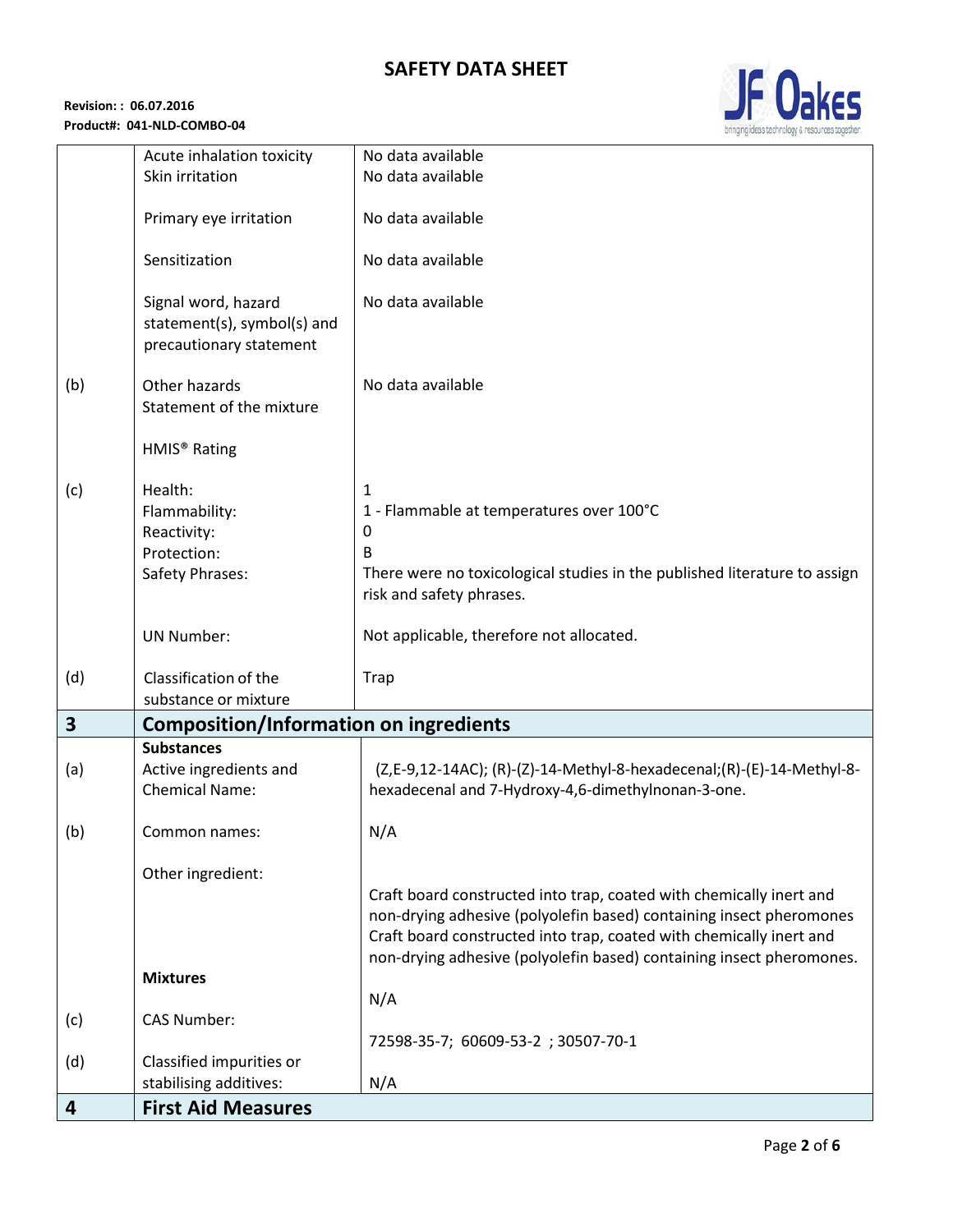|  |  |  |
|---|---|---|
|  | Acute inhalation toxicity | No data available |
|  | Skin irritation | No data available |
|  | Primary eye irritation | No data available |
|  | Sensitization | No data available |
|  | Signal word, hazard statement(s), symbol(s) and precautionary statement | No data available |
| (b) | Other hazards<br>Statement of the mixture | No data available |
|  | HMIS® Rating |  |
| (c) | Health: | 1 |
|  | Flammability: | 1 - Flammable at temperatures over 100°C |
|  | Reactivity: | 0 |
|  | Protection: | B |
|  | Safety Phrases: | There were no toxicological studies in the published literature to assign risk and safety phrases. |
|  | UN Number: | Not applicable, therefore not allocated. |
| (d) | Classification of the substance or mixture | Trap |

## 3 Composition/Information on ingredients

|  |  |  |
|---|---|---|
|  | **Substances** |  |
| (a) | Active ingredients and Chemical Name: | (Z,E-9,12-14AC); (R)-(Z)-14-Methyl-8-hexadecenal;(R)-(E)-14-Methyl-8-hexadecenal and 7-Hydroxy-4,6-dimethylnonan-3-one. |
| (b) | Common names: | N/A |
|  | Other ingredient: | Craft board constructed into trap, coated with chemically inert and non-drying adhesive (polyolefin based) containing insect pheromones Craft board constructed into trap, coated with chemically inert and non-drying adhesive (polyolefin based) containing insect pheromones. |
|  | **Mixtures** | N/A |
| (c) | CAS Number: | 72598-35-7; 60609-53-2 ; 30507-70-1 |
| (d) | Classified impurities or stabilising additives: | N/A |

## 4 First Aid Measures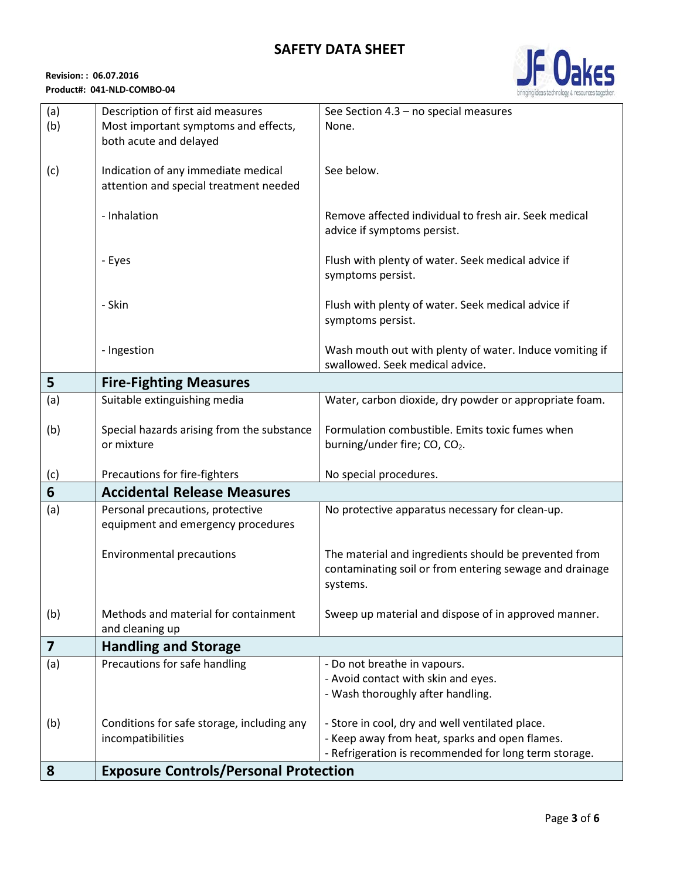**SAFETY DATA SHEET**

**Revision: : 06.07.2016**
**Product#: 041-NLD-COMBO-04**

| | | |
|---|---|---|
| (a) | Description of first aid measures | See Section 4.3 – no special measures |
| (b) | Most important symptoms and effects, both acute and delayed | None. |
| (c) | Indication of any immediate medical attention and special treatment needed | See below. |
| | - Inhalation | Remove affected individual to fresh air. Seek medical advice if symptoms persist. |
| | - Eyes | Flush with plenty of water. Seek medical advice if symptoms persist. |
| | - Skin | Flush with plenty of water. Seek medical advice if symptoms persist. |
| | - Ingestion | Wash mouth out with plenty of water. Induce vomiting if swallowed. Seek medical advice. |
| **5** | **Fire-Fighting Measures** | |
| (a) | Suitable extinguishing media | Water, carbon dioxide, dry powder or appropriate foam. |
| (b) | Special hazards arising from the substance or mixture | Formulation combustible. Emits toxic fumes when burning/under fire; CO, $CO_2$. |
| (c) | Precautions for fire-fighters | No special procedures. |
| **6** | **Accidental Release Measures** | |
| (a) | Personal precautions, protective equipment and emergency procedures | No protective apparatus necessary for clean-up. |
| | Environmental precautions | The material and ingredients should be prevented from contaminating soil or from entering sewage and drainage systems. |
| (b) | Methods and material for containment and cleaning up | Sweep up material and dispose of in approved manner. |
| **7** | **Handling and Storage** | |
| (a) | Precautions for safe handling | - Do not breathe in vapours.<br>- Avoid contact with skin and eyes.<br>- Wash thoroughly after handling. |
| (b) | Conditions for safe storage, including any incompatibilities | - Store in cool, dry and well ventilated place.<br>- Keep away from heat, sparks and open flames.<br>- Refrigeration is recommended for long term storage. |
| **8** | **Exposure Controls/Personal Protection** | |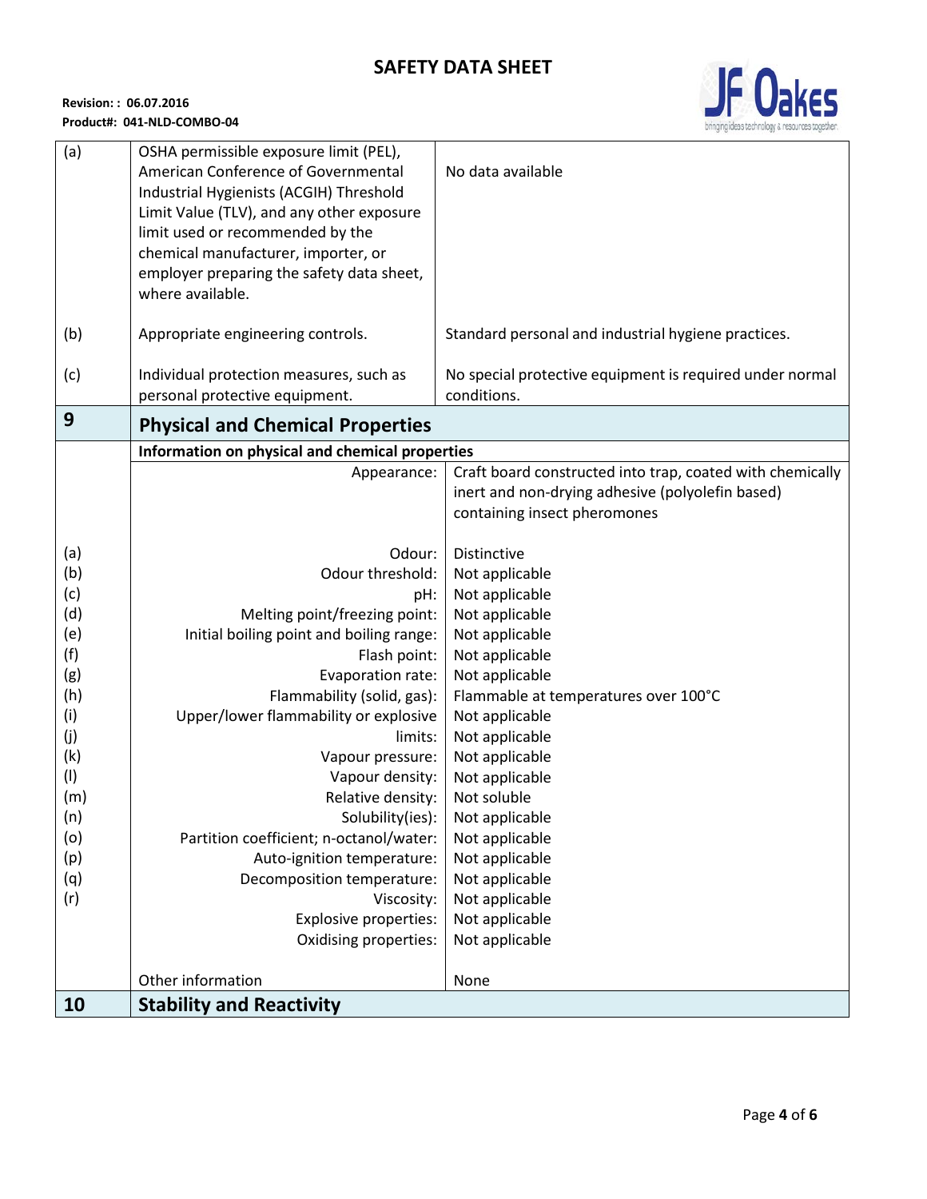| | | |
|---|---|---|
| (a) | OSHA permissible exposure limit (PEL), American Conference of Governmental Industrial Hygienists (ACGIH) Threshold Limit Value (TLV), and any other exposure limit used or recommended by the chemical manufacturer, importer, or employer preparing the safety data sheet, where available. | No data available |
| (b) | Appropriate engineering controls. | Standard personal and industrial hygiene practices. |
| (c) | Individual protection measures, such as personal protective equipment. | No special protective equipment is required under normal conditions. |

## 9 Physical and Chemical Properties

**Information on physical and chemical properties**

| | | |
|---|---|---|
| | Appearance: | Craft board constructed into trap, coated with chemically inert and non-drying adhesive (polyolefin based) containing insect pheromones |
| (a) | Odour: | Distinctive |
| (b) | Odour threshold: | Not applicable |
| (c) | pH: | Not applicable |
| (d) | Melting point/freezing point: | Not applicable |
| (e) | Initial boiling point and boiling range: | Not applicable |
| (f) | Flash point: | Not applicable |
| (g) | Evaporation rate: | Not applicable |
| (h) | Flammability (solid, gas): | Flammable at temperatures over 100°C |
| (i) | Upper/lower flammability or explosive | Not applicable |
| (j) | limits: | Not applicable |
| (k) | Vapour pressure: | Not applicable |
| (l) | Vapour density: | Not applicable |
| (m) | Relative density: | Not soluble |
| (n) | Solubility(ies): | Not applicable |
| (o) | Partition coefficient; n-octanol/water: | Not applicable |
| (p) | Auto-ignition temperature: | Not applicable |
| (q) | Decomposition temperature: | Not applicable |
| (r) | Viscosity: | Not applicable |
| | Explosive properties: | Not applicable |
| | Oxidising properties: | Not applicable |
| | Other information | None |

## 10 Stability and Reactivity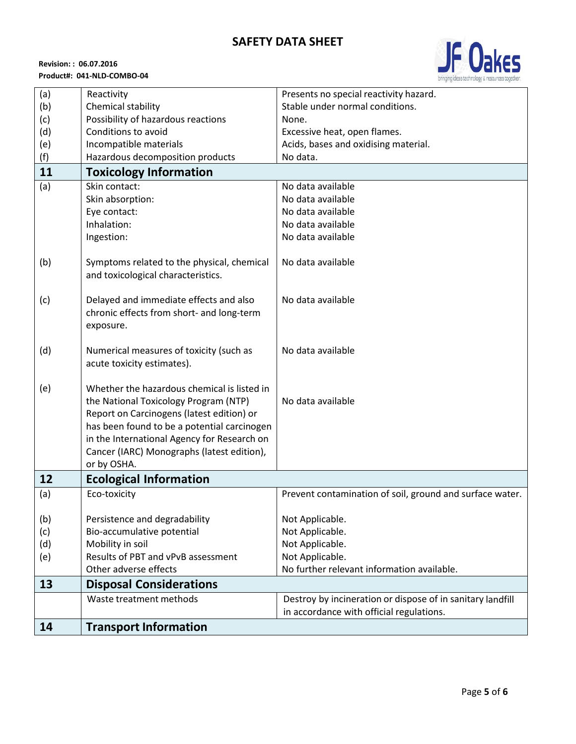| | | |
|---|---|---|
| (a) | Reactivity | Presents no special reactivity hazard. |
| (b) | Chemical stability | Stable under normal conditions. |
| (c) | Possibility of hazardous reactions | None. |
| (d) | Conditions to avoid | Excessive heat, open flames. |
| (e) | Incompatible materials | Acids, bases and oxidising material. |
| (f) | Hazardous decomposition products | No data. |
| **11** | **Toxicology Information** | |
| (a) | Skin contact:<br>Skin absorption:<br>Eye contact:<br>Inhalation:<br>Ingestion: | No data available<br>No data available<br>No data available<br>No data available<br>No data available |
| (b) | Symptoms related to the physical, chemical and toxicological characteristics. | No data available |
| (c) | Delayed and immediate effects and also chronic effects from short- and long-term exposure. | No data available |
| (d) | Numerical measures of toxicity (such as acute toxicity estimates). | No data available |
| (e) | Whether the hazardous chemical is listed in the National Toxicology Program (NTP) Report on Carcinogens (latest edition) or has been found to be a potential carcinogen in the International Agency for Research on Cancer (IARC) Monographs (latest edition), or by OSHA. | No data available |
| **12** | **Ecological Information** | |
| (a) | Eco-toxicity | Prevent contamination of soil, ground and surface water. |
| (b) | Persistence and degradability | Not Applicable. |
| (c) | Bio-accumulative potential | Not Applicable. |
| (d) | Mobility in soil | Not Applicable. |
| (e) | Results of PBT and vPvB assessment | Not Applicable. |
| | Other adverse effects | No further relevant information available. |
| **13** | **Disposal Considerations** | |
| | Waste treatment methods | Destroy by incineration or dispose of in sanitary landfill in accordance with official regulations. |
| **14** | **Transport Information** | |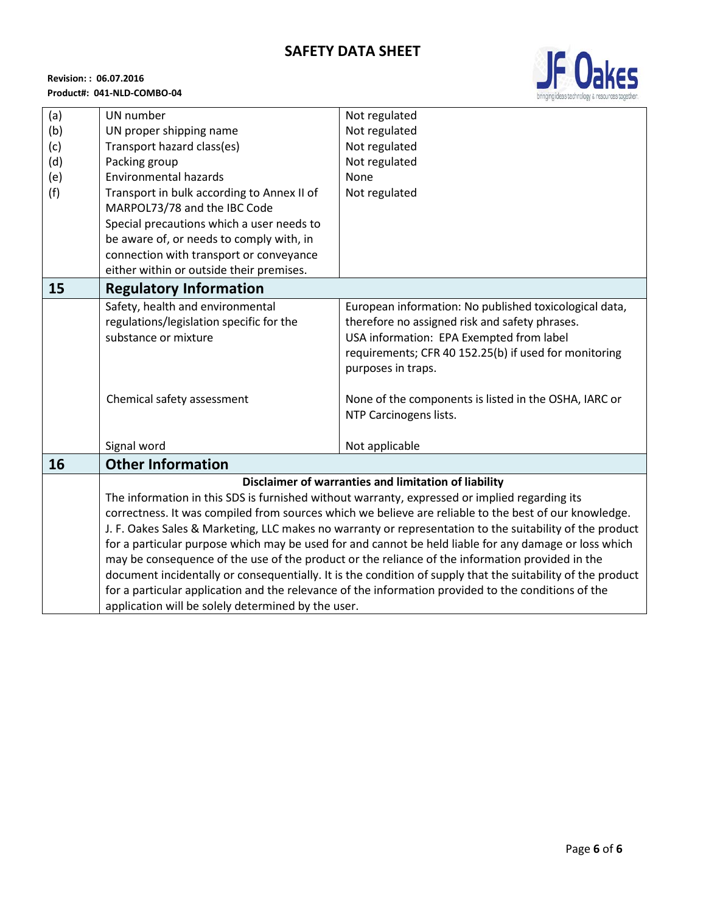| | | |
|---|---|---|
| (a) | UN number | Not regulated |
| (b) | UN proper shipping name | Not regulated |
| (c) | Transport hazard class(es) | Not regulated |
| (d) | Packing group | Not regulated |
| (e) | Environmental hazards | None |
| (f) | Transport in bulk according to Annex II of MARPOL73/78 and the IBC Code | Not regulated |
| | Special precautions which a user needs to be aware of, or needs to comply with, in connection with transport or conveyance either within or outside their premises. | |

## 15 Regulatory Information

| | | |
|---|---|---|
| | Safety, health and environmental regulations/legislation specific for the substance or mixture | European information: No published toxicological data, therefore no assigned risk and safety phrases. USA information: EPA Exempted from label requirements; CFR 40 152.25(b) if used for monitoring purposes in traps. |
| | Chemical safety assessment | None of the components is listed in the OSHA, IARC or NTP Carcinogens lists. |
| | Signal word | Not applicable |

## 16 Other Information

**Disclaimer of warranties and limitation of liability**

The information in this SDS is furnished without warranty, expressed or implied regarding its correctness. It was compiled from sources which we believe are reliable to the best of our knowledge. J. F. Oakes Sales & Marketing, LLC makes no warranty or representation to the suitability of the product for a particular purpose which may be used for and cannot be held liable for any damage or loss which may be consequence of the use of the product or the reliance of the information provided in the document incidentally or consequentially. It is the condition of supply that the suitability of the product for a particular application and the relevance of the information provided to the conditions of the application will be solely determined by the user.